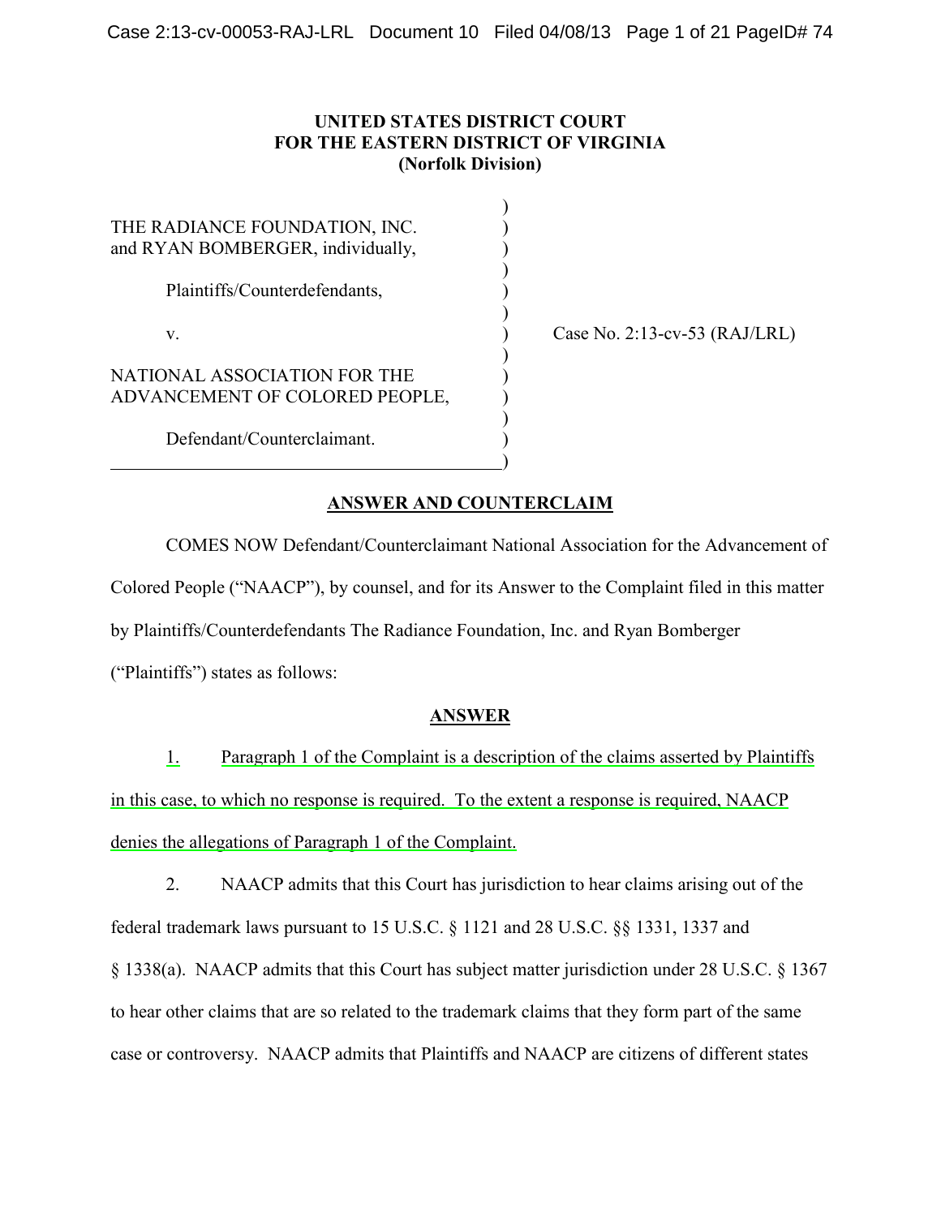**UNITED STATES DISTRICT COURT**
**FOR THE EASTERN DISTRICT OF VIRGINIA**
**(Norfolk Division)**

| | |
|---|---|
| THE RADIANCE FOUNDATION, INC. and RYAN BOMBERGER, individually, | |
| Plaintiffs/Counterdefendants, | |
| v. | Case No. 2:13-cv-53 (RAJ/LRL) |
| NATIONAL ASSOCIATION FOR THE ADVANCEMENT OF COLORED PEOPLE, | |
| Defendant/Counterclaimant. | |

## ANSWER AND COUNTERCLAIM

COMES NOW Defendant/Counterclaimant National Association for the Advancement of Colored People ("NAACP"), by counsel, and for its Answer to the Complaint filed in this matter by Plaintiffs/Counterdefendants The Radiance Foundation, Inc. and Ryan Bomberger ("Plaintiffs") states as follows:

## ANSWER

1. Paragraph 1 of the Complaint is a description of the claims asserted by Plaintiffs in this case, to which no response is required. To the extent a response is required, NAACP denies the allegations of Paragraph 1 of the Complaint.

2. NAACP admits that this Court has jurisdiction to hear claims arising out of the federal trademark laws pursuant to 15 U.S.C. § 1121 and 28 U.S.C. §§ 1331, 1337 and § 1338(a). NAACP admits that this Court has subject matter jurisdiction under 28 U.S.C. § 1367 to hear other claims that are so related to the trademark claims that they form part of the same case or controversy. NAACP admits that Plaintiffs and NAACP are citizens of different states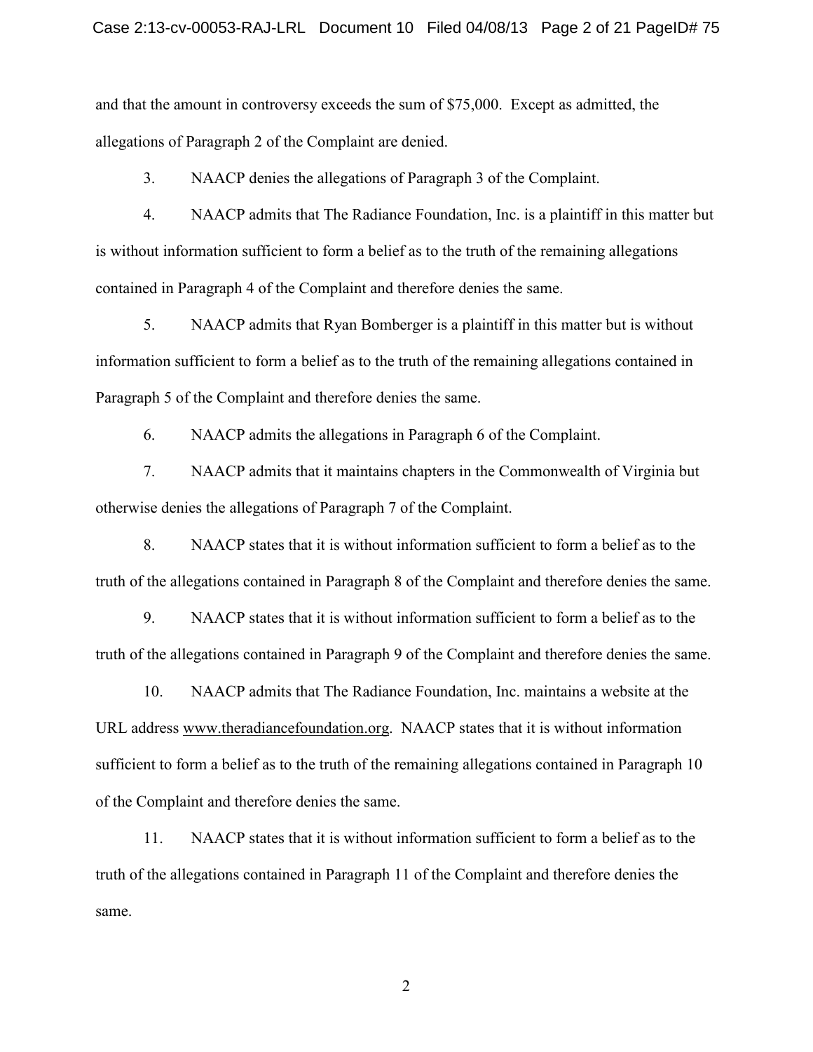and that the amount in controversy exceeds the sum of $75,000. Except as admitted, the allegations of Paragraph 2 of the Complaint are denied.

3. NAACP denies the allegations of Paragraph 3 of the Complaint.

4. NAACP admits that The Radiance Foundation, Inc. is a plaintiff in this matter but is without information sufficient to form a belief as to the truth of the remaining allegations contained in Paragraph 4 of the Complaint and therefore denies the same.

5. NAACP admits that Ryan Bomberger is a plaintiff in this matter but is without information sufficient to form a belief as to the truth of the remaining allegations contained in Paragraph 5 of the Complaint and therefore denies the same.

6. NAACP admits the allegations in Paragraph 6 of the Complaint.

7. NAACP admits that it maintains chapters in the Commonwealth of Virginia but otherwise denies the allegations of Paragraph 7 of the Complaint.

8. NAACP states that it is without information sufficient to form a belief as to the truth of the allegations contained in Paragraph 8 of the Complaint and therefore denies the same.

9. NAACP states that it is without information sufficient to form a belief as to the truth of the allegations contained in Paragraph 9 of the Complaint and therefore denies the same.

10. NAACP admits that The Radiance Foundation, Inc. maintains a website at the URL address www.theradiancefoundation.org. NAACP states that it is without information sufficient to form a belief as to the truth of the remaining allegations contained in Paragraph 10 of the Complaint and therefore denies the same.

11. NAACP states that it is without information sufficient to form a belief as to the truth of the allegations contained in Paragraph 11 of the Complaint and therefore denies the same.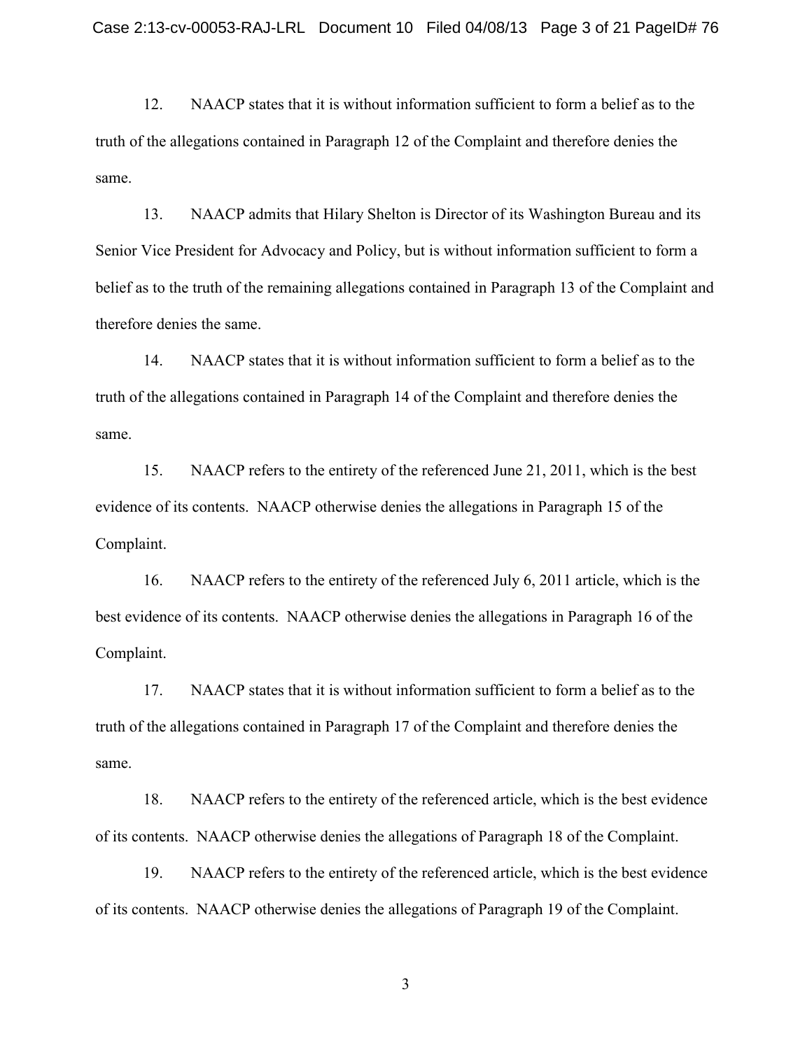12. NAACP states that it is without information sufficient to form a belief as to the truth of the allegations contained in Paragraph 12 of the Complaint and therefore denies the same.

13. NAACP admits that Hilary Shelton is Director of its Washington Bureau and its Senior Vice President for Advocacy and Policy, but is without information sufficient to form a belief as to the truth of the remaining allegations contained in Paragraph 13 of the Complaint and therefore denies the same.

14. NAACP states that it is without information sufficient to form a belief as to the truth of the allegations contained in Paragraph 14 of the Complaint and therefore denies the same.

15. NAACP refers to the entirety of the referenced June 21, 2011, which is the best evidence of its contents. NAACP otherwise denies the allegations in Paragraph 15 of the Complaint.

16. NAACP refers to the entirety of the referenced July 6, 2011 article, which is the best evidence of its contents. NAACP otherwise denies the allegations in Paragraph 16 of the Complaint.

17. NAACP states that it is without information sufficient to form a belief as to the truth of the allegations contained in Paragraph 17 of the Complaint and therefore denies the same.

18. NAACP refers to the entirety of the referenced article, which is the best evidence of its contents. NAACP otherwise denies the allegations of Paragraph 18 of the Complaint.

19. NAACP refers to the entirety of the referenced article, which is the best evidence of its contents. NAACP otherwise denies the allegations of Paragraph 19 of the Complaint.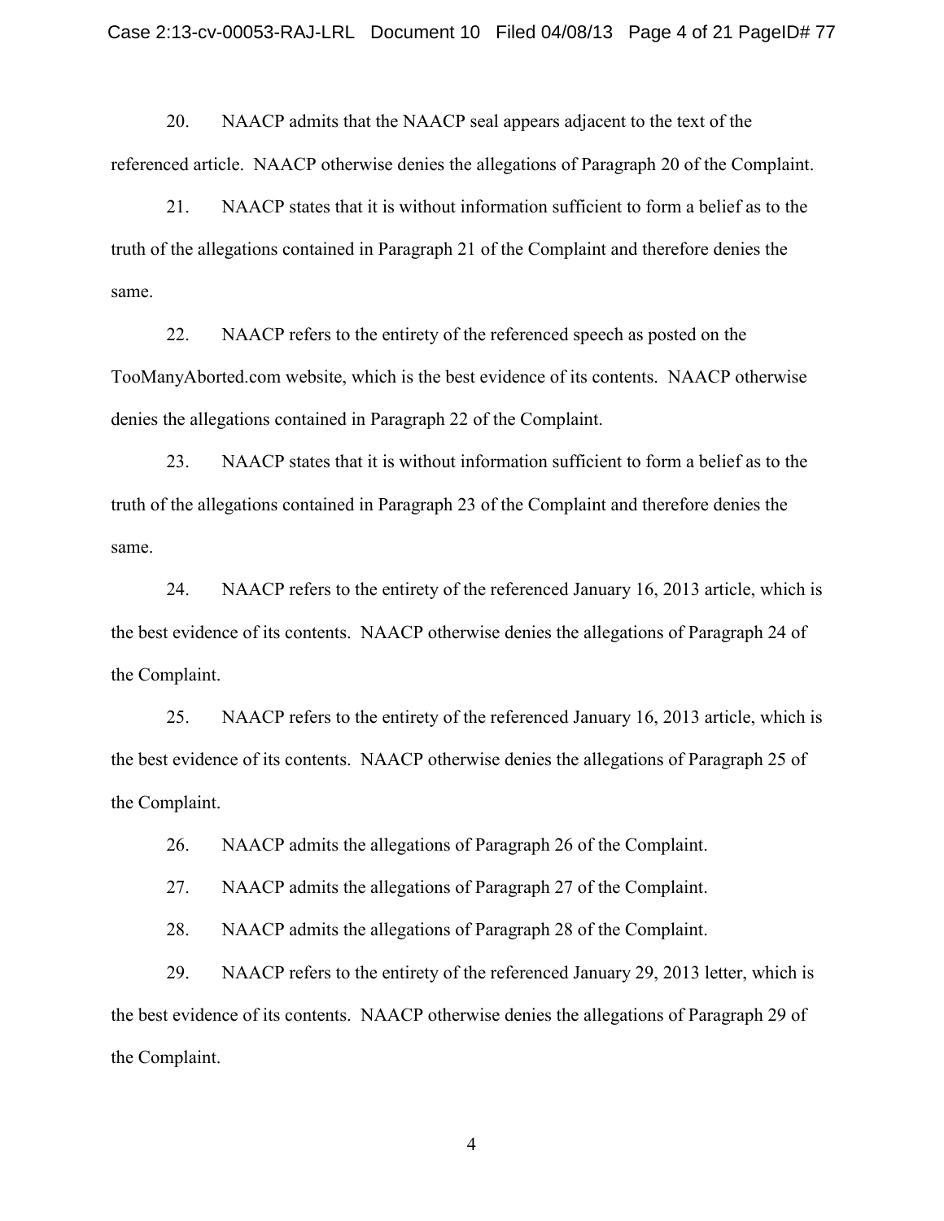20. NAACP admits that the NAACP seal appears adjacent to the text of the referenced article. NAACP otherwise denies the allegations of Paragraph 20 of the Complaint.

21. NAACP states that it is without information sufficient to form a belief as to the truth of the allegations contained in Paragraph 21 of the Complaint and therefore denies the same.

22. NAACP refers to the entirety of the referenced speech as posted on the TooManyAborted.com website, which is the best evidence of its contents. NAACP otherwise denies the allegations contained in Paragraph 22 of the Complaint.

23. NAACP states that it is without information sufficient to form a belief as to the truth of the allegations contained in Paragraph 23 of the Complaint and therefore denies the same.

24. NAACP refers to the entirety of the referenced January 16, 2013 article, which is the best evidence of its contents. NAACP otherwise denies the allegations of Paragraph 24 of the Complaint.

25. NAACP refers to the entirety of the referenced January 16, 2013 article, which is the best evidence of its contents. NAACP otherwise denies the allegations of Paragraph 25 of the Complaint.

26. NAACP admits the allegations of Paragraph 26 of the Complaint.

27. NAACP admits the allegations of Paragraph 27 of the Complaint.

28. NAACP admits the allegations of Paragraph 28 of the Complaint.

29. NAACP refers to the entirety of the referenced January 29, 2013 letter, which is the best evidence of its contents. NAACP otherwise denies the allegations of Paragraph 29 of the Complaint.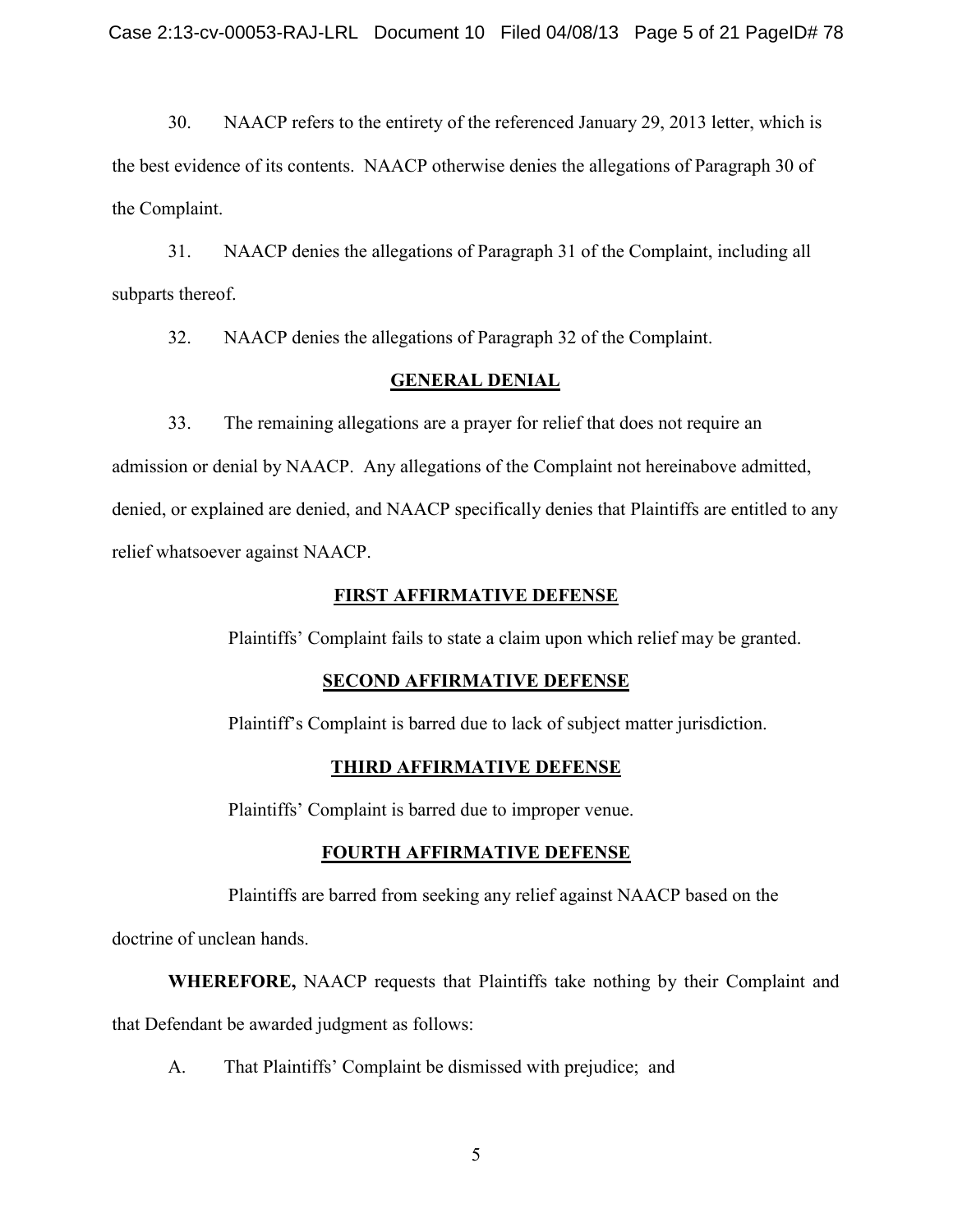30. NAACP refers to the entirety of the referenced January 29, 2013 letter, which is the best evidence of its contents. NAACP otherwise denies the allegations of Paragraph 30 of the Complaint.

31. NAACP denies the allegations of Paragraph 31 of the Complaint, including all subparts thereof.

32. NAACP denies the allegations of Paragraph 32 of the Complaint.

## GENERAL DENIAL

33. The remaining allegations are a prayer for relief that does not require an admission or denial by NAACP. Any allegations of the Complaint not hereinabove admitted, denied, or explained are denied, and NAACP specifically denies that Plaintiffs are entitled to any relief whatsoever against NAACP.

## FIRST AFFIRMATIVE DEFENSE

Plaintiffs' Complaint fails to state a claim upon which relief may be granted.

## SECOND AFFIRMATIVE DEFENSE

Plaintiff's Complaint is barred due to lack of subject matter jurisdiction.

## THIRD AFFIRMATIVE DEFENSE

Plaintiffs' Complaint is barred due to improper venue.

## FOURTH AFFIRMATIVE DEFENSE

Plaintiffs are barred from seeking any relief against NAACP based on the doctrine of unclean hands.

**WHEREFORE,** NAACP requests that Plaintiffs take nothing by their Complaint and that Defendant be awarded judgment as follows:

A. That Plaintiffs' Complaint be dismissed with prejudice; and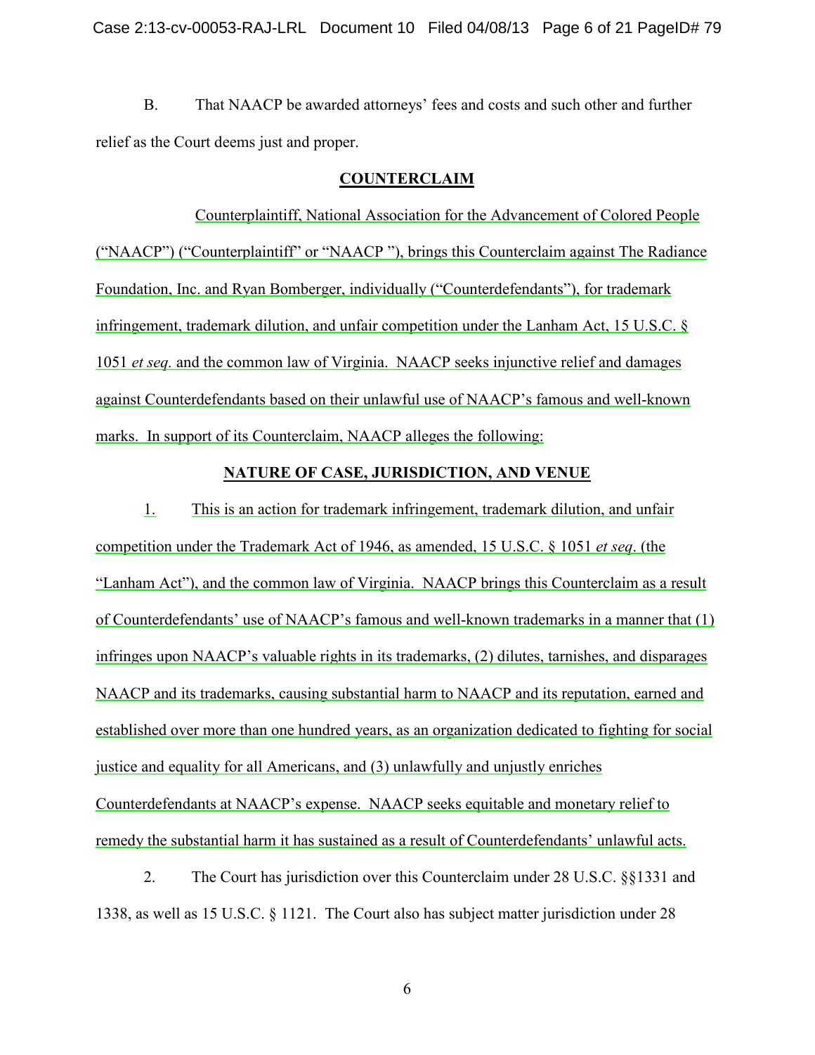B. That NAACP be awarded attorneys' fees and costs and such other and further relief as the Court deems just and proper.

## COUNTERCLAIM

Counterplaintiff, National Association for the Advancement of Colored People ("NAACP") ("Counterplaintiff" or "NAACP "), brings this Counterclaim against The Radiance Foundation, Inc. and Ryan Bomberger, individually ("Counterdefendants"), for trademark infringement, trademark dilution, and unfair competition under the Lanham Act, 15 U.S.C. § 1051 *et seq.* and the common law of Virginia. NAACP seeks injunctive relief and damages against Counterdefendants based on their unlawful use of NAACP's famous and well-known marks. In support of its Counterclaim, NAACP alleges the following:

## NATURE OF CASE, JURISDICTION, AND VENUE

1. This is an action for trademark infringement, trademark dilution, and unfair competition under the Trademark Act of 1946, as amended, 15 U.S.C. § 1051 *et seq*. (the "Lanham Act"), and the common law of Virginia. NAACP brings this Counterclaim as a result of Counterdefendants' use of NAACP's famous and well-known trademarks in a manner that (1) infringes upon NAACP's valuable rights in its trademarks, (2) dilutes, tarnishes, and disparages NAACP and its trademarks, causing substantial harm to NAACP and its reputation, earned and established over more than one hundred years, as an organization dedicated to fighting for social justice and equality for all Americans, and (3) unlawfully and unjustly enriches Counterdefendants at NAACP's expense. NAACP seeks equitable and monetary relief to remedy the substantial harm it has sustained as a result of Counterdefendants' unlawful acts.

2. The Court has jurisdiction over this Counterclaim under 28 U.S.C. §§1331 and 1338, as well as 15 U.S.C. § 1121. The Court also has subject matter jurisdiction under 28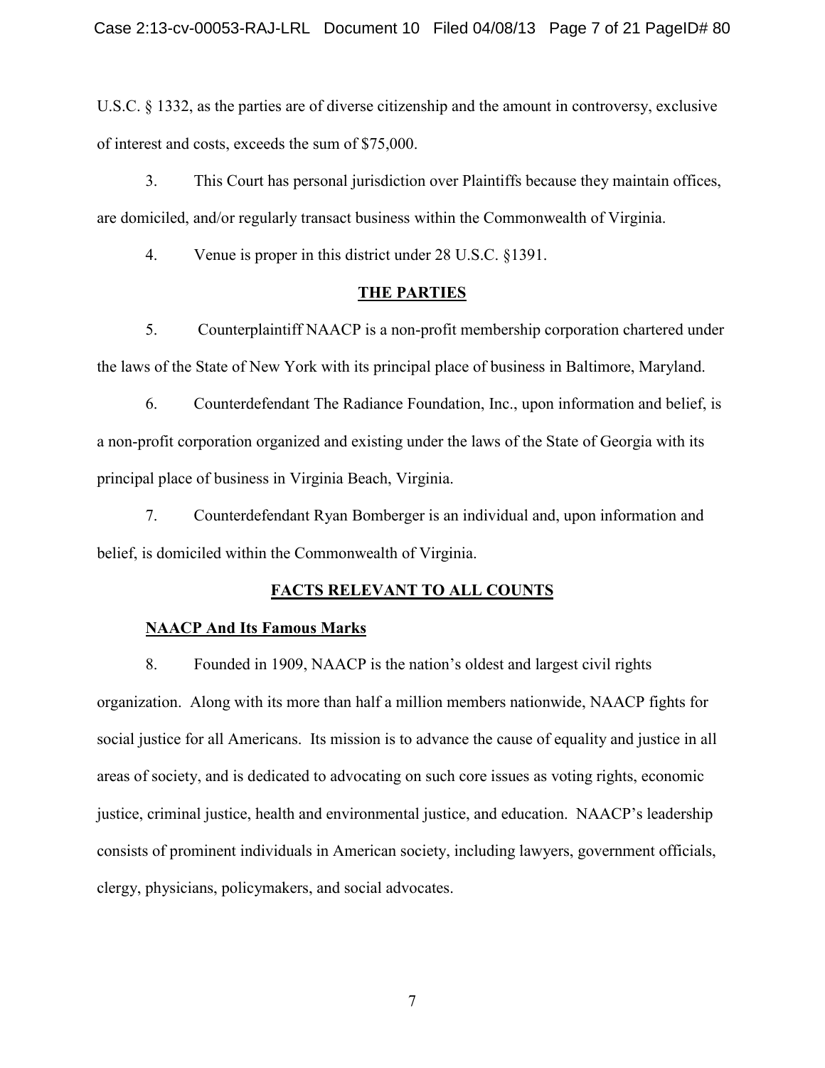U.S.C. § 1332, as the parties are of diverse citizenship and the amount in controversy, exclusive of interest and costs, exceeds the sum of $75,000.

3. This Court has personal jurisdiction over Plaintiffs because they maintain offices, are domiciled, and/or regularly transact business within the Commonwealth of Virginia.

4. Venue is proper in this district under 28 U.S.C. §1391.

## THE PARTIES

5. Counterplaintiff NAACP is a non-profit membership corporation chartered under the laws of the State of New York with its principal place of business in Baltimore, Maryland.

6. Counterdefendant The Radiance Foundation, Inc., upon information and belief, is a non-profit corporation organized and existing under the laws of the State of Georgia with its principal place of business in Virginia Beach, Virginia.

7. Counterdefendant Ryan Bomberger is an individual and, upon information and belief, is domiciled within the Commonwealth of Virginia.

## FACTS RELEVANT TO ALL COUNTS

### NAACP And Its Famous Marks

8. Founded in 1909, NAACP is the nation's oldest and largest civil rights organization. Along with its more than half a million members nationwide, NAACP fights for social justice for all Americans. Its mission is to advance the cause of equality and justice in all areas of society, and is dedicated to advocating on such core issues as voting rights, economic justice, criminal justice, health and environmental justice, and education. NAACP's leadership consists of prominent individuals in American society, including lawyers, government officials, clergy, physicians, policymakers, and social advocates.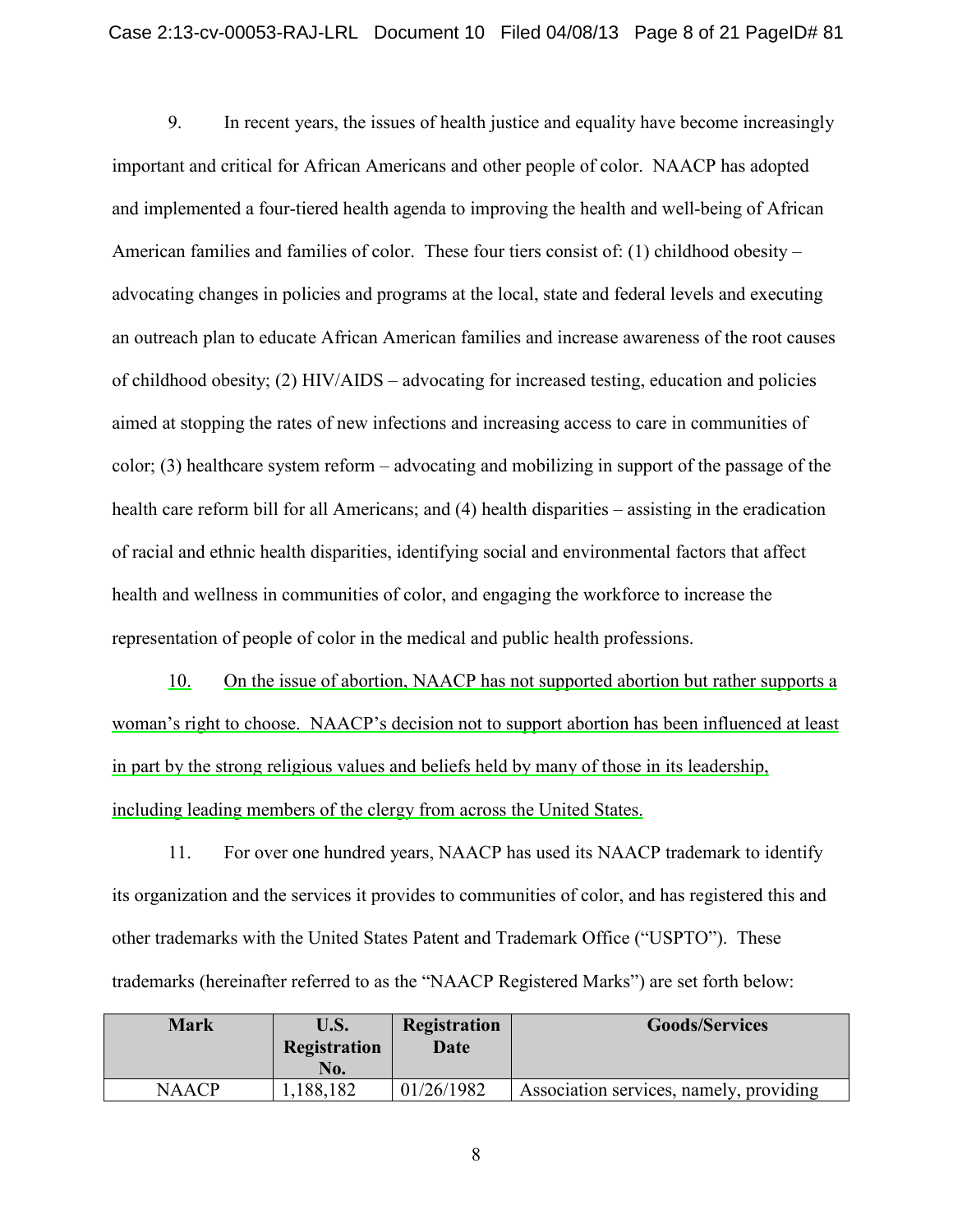9. In recent years, the issues of health justice and equality have become increasingly important and critical for African Americans and other people of color. NAACP has adopted and implemented a four-tiered health agenda to improving the health and well-being of African American families and families of color. These four tiers consist of: (1) childhood obesity – advocating changes in policies and programs at the local, state and federal levels and executing an outreach plan to educate African American families and increase awareness of the root causes of childhood obesity; (2) HIV/AIDS – advocating for increased testing, education and policies aimed at stopping the rates of new infections and increasing access to care in communities of color; (3) healthcare system reform – advocating and mobilizing in support of the passage of the health care reform bill for all Americans; and (4) health disparities – assisting in the eradication of racial and ethnic health disparities, identifying social and environmental factors that affect health and wellness in communities of color, and engaging the workforce to increase the representation of people of color in the medical and public health professions.

10. On the issue of abortion, NAACP has not supported abortion but rather supports a woman's right to choose. NAACP's decision not to support abortion has been influenced at least in part by the strong religious values and beliefs held by many of those in its leadership, including leading members of the clergy from across the United States.

11. For over one hundred years, NAACP has used its NAACP trademark to identify its organization and the services it provides to communities of color, and has registered this and other trademarks with the United States Patent and Trademark Office ("USPTO"). These trademarks (hereinafter referred to as the "NAACP Registered Marks") are set forth below:

| Mark | U.S. Registration No. | Registration Date | Goods/Services |
|---|---|---|---|
| NAACP | 1,188,182 | 01/26/1982 | Association services, namely, providing |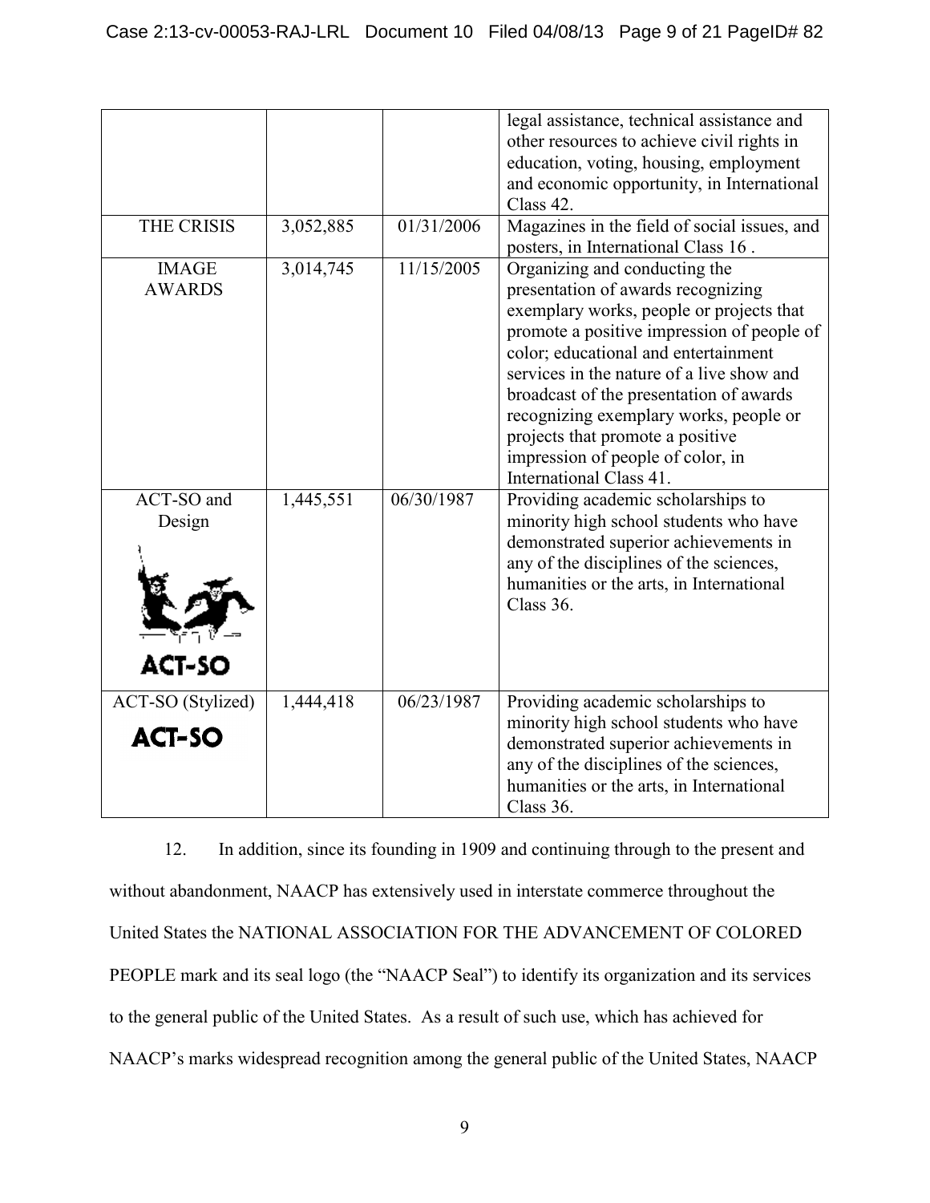| | | | |
|---|---|---|---|
| | | | legal assistance, technical assistance and other resources to achieve civil rights in education, voting, housing, employment and economic opportunity, in International Class 42. |
| THE CRISIS | 3,052,885 | 01/31/2006 | Magazines in the field of social issues, and posters, in International Class 16 . |
| IMAGE AWARDS | 3,014,745 | 11/15/2005 | Organizing and conducting the presentation of awards recognizing exemplary works, people or projects that promote a positive impression of people of color; educational and entertainment services in the nature of a live show and broadcast of the presentation of awards recognizing exemplary works, people or projects that promote a positive impression of people of color, in International Class 41. |
| ACT-SO and Design ACT-SO | 1,445,551 | 06/30/1987 | Providing academic scholarships to minority high school students who have demonstrated superior achievements in any of the disciplines of the sciences, humanities or the arts, in International Class 36. |
| ACT-SO (Stylized) ACT-SO | 1,444,418 | 06/23/1987 | Providing academic scholarships to minority high school students who have demonstrated superior achievements in any of the disciplines of the sciences, humanities or the arts, in International Class 36. |

12. In addition, since its founding in 1909 and continuing through to the present and without abandonment, NAACP has extensively used in interstate commerce throughout the United States the NATIONAL ASSOCIATION FOR THE ADVANCEMENT OF COLORED PEOPLE mark and its seal logo (the "NAACP Seal") to identify its organization and its services to the general public of the United States. As a result of such use, which has achieved for NAACP's marks widespread recognition among the general public of the United States, NAACP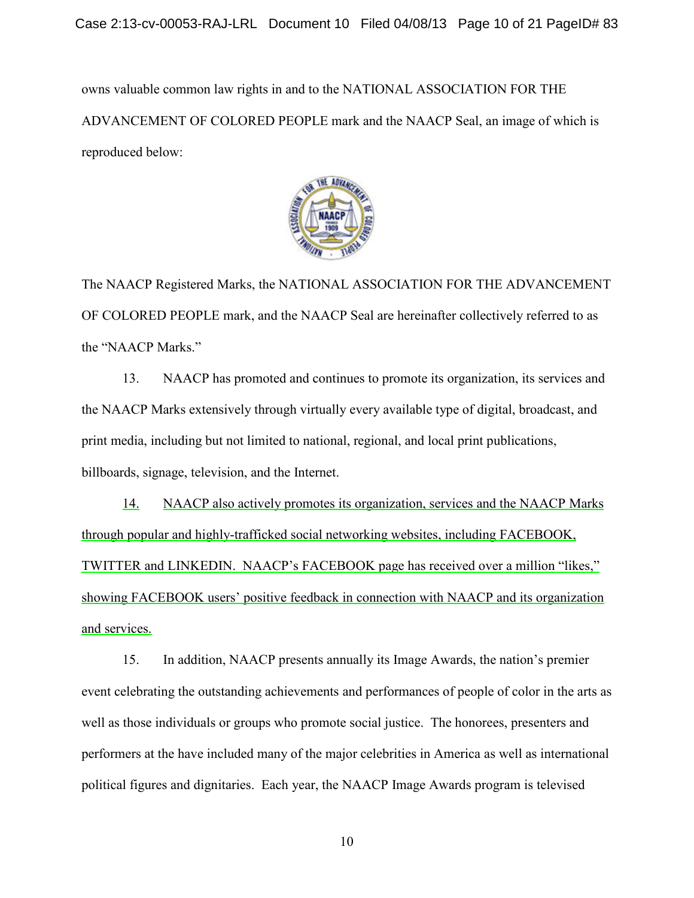owns valuable common law rights in and to the NATIONAL ASSOCIATION FOR THE ADVANCEMENT OF COLORED PEOPLE mark and the NAACP Seal, an image of which is reproduced below:

The NAACP Registered Marks, the NATIONAL ASSOCIATION FOR THE ADVANCEMENT OF COLORED PEOPLE mark, and the NAACP Seal are hereinafter collectively referred to as the "NAACP Marks."

13. NAACP has promoted and continues to promote its organization, its services and the NAACP Marks extensively through virtually every available type of digital, broadcast, and print media, including but not limited to national, regional, and local print publications, billboards, signage, television, and the Internet.

14. NAACP also actively promotes its organization, services and the NAACP Marks through popular and highly-trafficked social networking websites, including FACEBOOK, TWITTER and LINKEDIN. NAACP's FACEBOOK page has received over a million "likes," showing FACEBOOK users' positive feedback in connection with NAACP and its organization and services.

15. In addition, NAACP presents annually its Image Awards, the nation's premier event celebrating the outstanding achievements and performances of people of color in the arts as well as those individuals or groups who promote social justice. The honorees, presenters and performers at the have included many of the major celebrities in America as well as international political figures and dignitaries. Each year, the NAACP Image Awards program is televised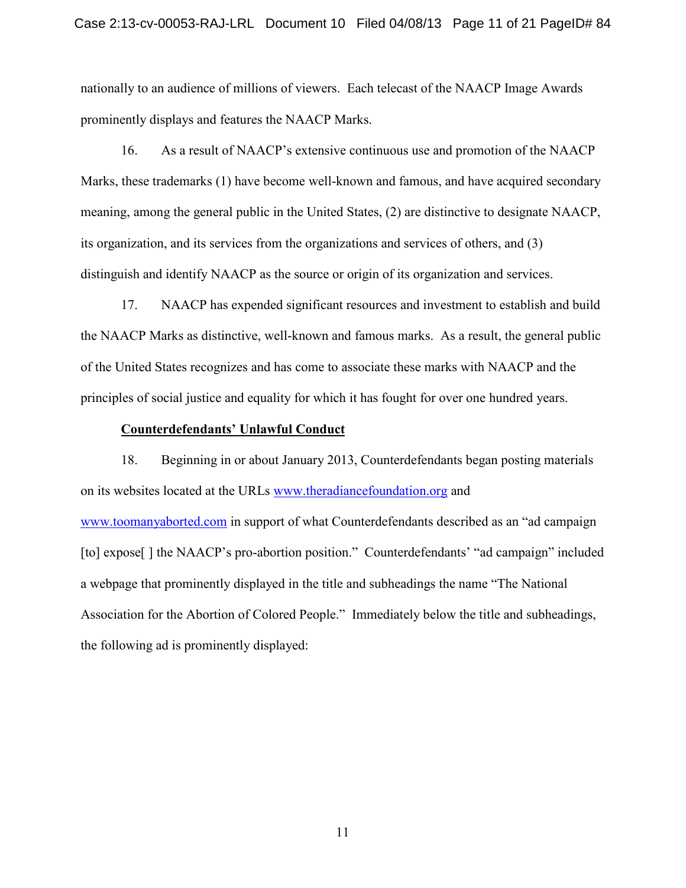nationally to an audience of millions of viewers. Each telecast of the NAACP Image Awards prominently displays and features the NAACP Marks.

16. As a result of NAACP's extensive continuous use and promotion of the NAACP Marks, these trademarks (1) have become well-known and famous, and have acquired secondary meaning, among the general public in the United States, (2) are distinctive to designate NAACP, its organization, and its services from the organizations and services of others, and (3) distinguish and identify NAACP as the source or origin of its organization and services.

17. NAACP has expended significant resources and investment to establish and build the NAACP Marks as distinctive, well-known and famous marks. As a result, the general public of the United States recognizes and has come to associate these marks with NAACP and the principles of social justice and equality for which it has fought for over one hundred years.

**Counterdefendants' Unlawful Conduct**

18. Beginning in or about January 2013, Counterdefendants began posting materials on its websites located at the URLs www.theradiancefoundation.org and www.toomanyaborted.com in support of what Counterdefendants described as an "ad campaign [to] expose[ ] the NAACP's pro-abortion position." Counterdefendants' "ad campaign" included a webpage that prominently displayed in the title and subheadings the name "The National Association for the Abortion of Colored People." Immediately below the title and subheadings, the following ad is prominently displayed: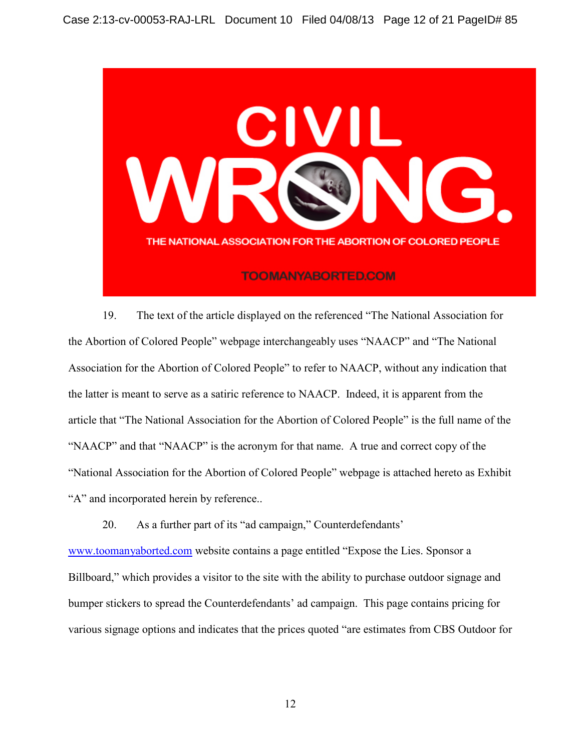CIVIL

WRONG.

THE NATIONAL ASSOCIATION FOR THE ABORTION OF COLORED PEOPLE

TOOMANYABORTED.COM

19. The text of the article displayed on the referenced "The National Association for the Abortion of Colored People" webpage interchangeably uses "NAACP" and "The National Association for the Abortion of Colored People" to refer to NAACP, without any indication that the latter is meant to serve as a satiric reference to NAACP. Indeed, it is apparent from the article that "The National Association for the Abortion of Colored People" is the full name of the "NAACP" and that "NAACP" is the acronym for that name. A true and correct copy of the "National Association for the Abortion of Colored People" webpage is attached hereto as Exhibit "A" and incorporated herein by reference..

20. As a further part of its "ad campaign," Counterdefendants' www.toomanyaborted.com website contains a page entitled "Expose the Lies. Sponsor a Billboard," which provides a visitor to the site with the ability to purchase outdoor signage and bumper stickers to spread the Counterdefendants' ad campaign. This page contains pricing for various signage options and indicates that the prices quoted "are estimates from CBS Outdoor for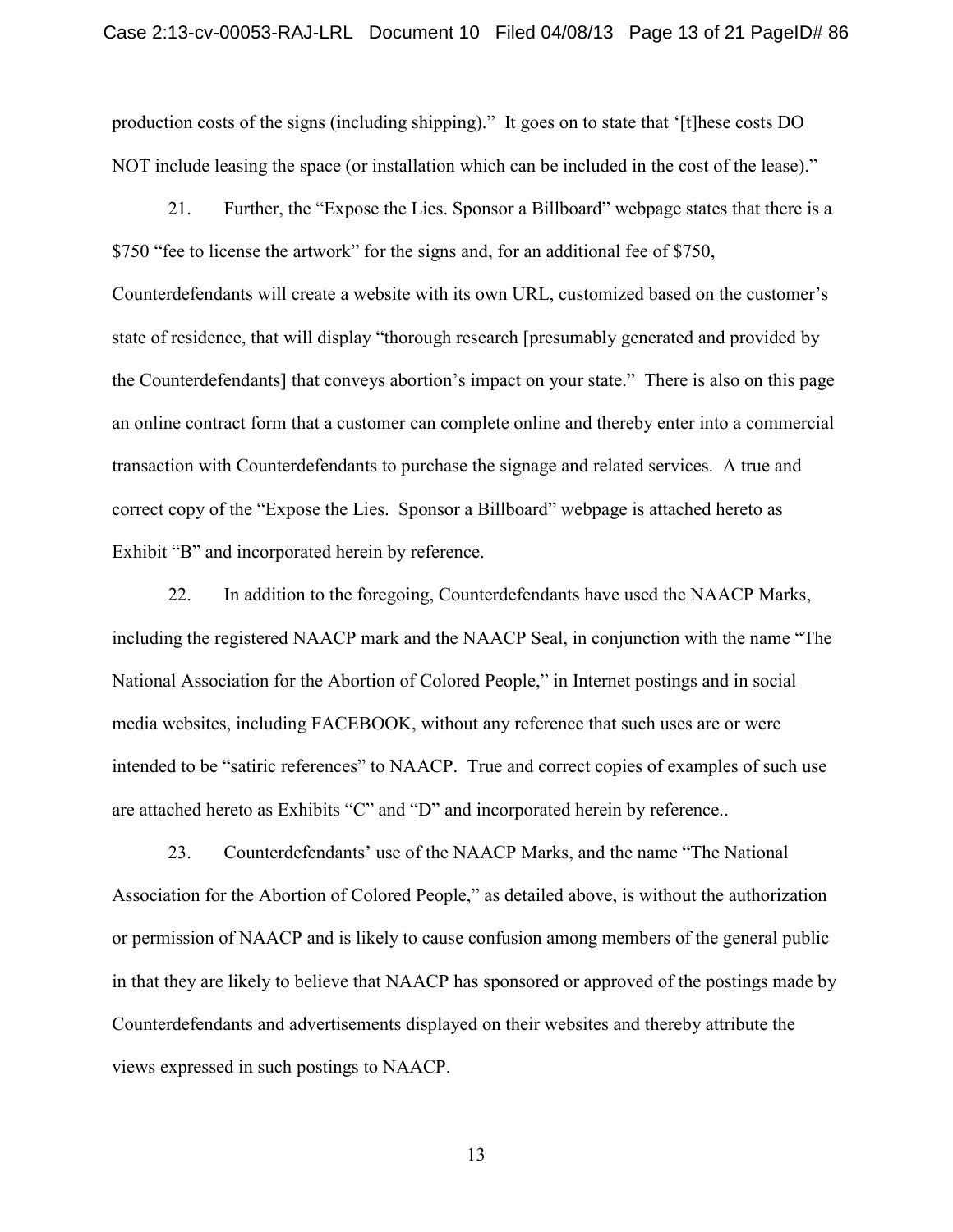production costs of the signs (including shipping)." It goes on to state that '[t]hese costs DO NOT include leasing the space (or installation which can be included in the cost of the lease)."

21. Further, the "Expose the Lies. Sponsor a Billboard" webpage states that there is a $750 "fee to license the artwork" for the signs and, for an additional fee of $750, Counterdefendants will create a website with its own URL, customized based on the customer's state of residence, that will display "thorough research [presumably generated and provided by the Counterdefendants] that conveys abortion's impact on your state." There is also on this page an online contract form that a customer can complete online and thereby enter into a commercial transaction with Counterdefendants to purchase the signage and related services. A true and correct copy of the "Expose the Lies. Sponsor a Billboard" webpage is attached hereto as Exhibit "B" and incorporated herein by reference.

22. In addition to the foregoing, Counterdefendants have used the NAACP Marks, including the registered NAACP mark and the NAACP Seal, in conjunction with the name "The National Association for the Abortion of Colored People," in Internet postings and in social media websites, including FACEBOOK, without any reference that such uses are or were intended to be "satiric references" to NAACP. True and correct copies of examples of such use are attached hereto as Exhibits "C" and "D" and incorporated herein by reference..

23. Counterdefendants' use of the NAACP Marks, and the name "The National Association for the Abortion of Colored People," as detailed above, is without the authorization or permission of NAACP and is likely to cause confusion among members of the general public in that they are likely to believe that NAACP has sponsored or approved of the postings made by Counterdefendants and advertisements displayed on their websites and thereby attribute the views expressed in such postings to NAACP.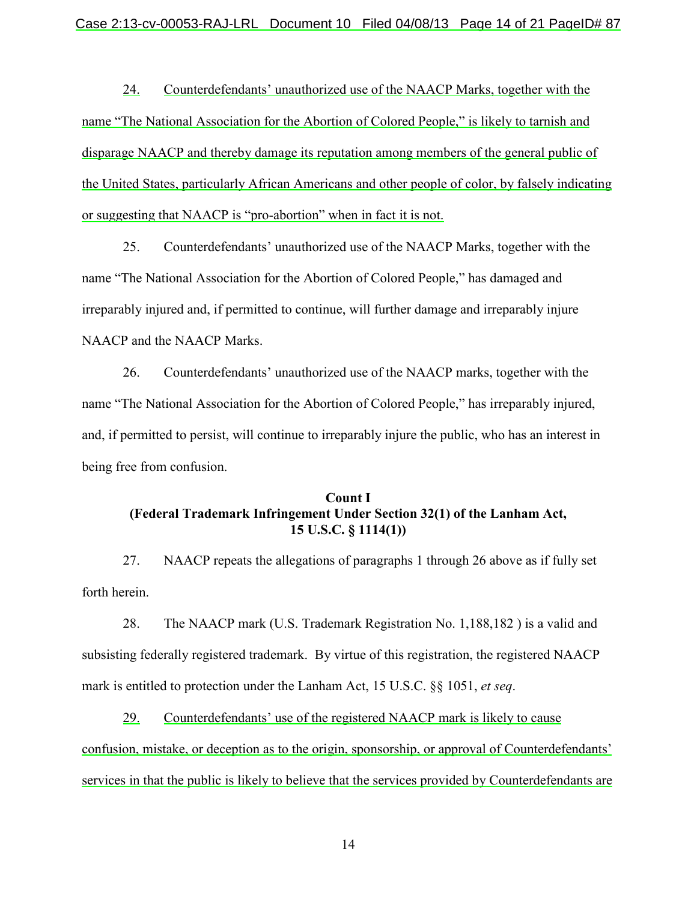24. Counterdefendants' unauthorized use of the NAACP Marks, together with the name "The National Association for the Abortion of Colored People," is likely to tarnish and disparage NAACP and thereby damage its reputation among members of the general public of the United States, particularly African Americans and other people of color, by falsely indicating or suggesting that NAACP is "pro-abortion" when in fact it is not.

25. Counterdefendants' unauthorized use of the NAACP Marks, together with the name "The National Association for the Abortion of Colored People," has damaged and irreparably injured and, if permitted to continue, will further damage and irreparably injure NAACP and the NAACP Marks.

26. Counterdefendants' unauthorized use of the NAACP marks, together with the name "The National Association for the Abortion of Colored People," has irreparably injured, and, if permitted to persist, will continue to irreparably injure the public, who has an interest in being free from confusion.

**Count I**
**(Federal Trademark Infringement Under Section 32(1) of the Lanham Act, 15 U.S.C. § 1114(1))**

27. NAACP repeats the allegations of paragraphs 1 through 26 above as if fully set forth herein.

28. The NAACP mark (U.S. Trademark Registration No. 1,188,182 ) is a valid and subsisting federally registered trademark. By virtue of this registration, the registered NAACP mark is entitled to protection under the Lanham Act, 15 U.S.C. §§ 1051, *et seq*.

29. Counterdefendants' use of the registered NAACP mark is likely to cause confusion, mistake, or deception as to the origin, sponsorship, or approval of Counterdefendants' services in that the public is likely to believe that the services provided by Counterdefendants are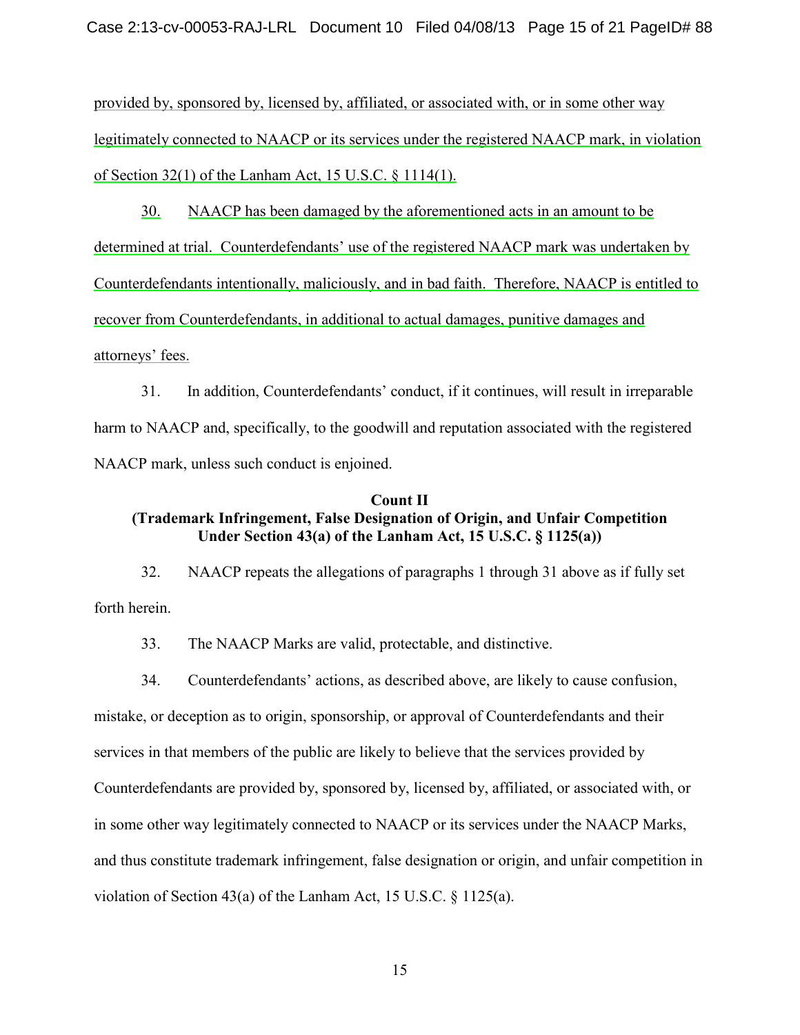provided by, sponsored by, licensed by, affiliated, or associated with, or in some other way legitimately connected to NAACP or its services under the registered NAACP mark, in violation of Section 32(1) of the Lanham Act, 15 U.S.C. § 1114(1).

30. NAACP has been damaged by the aforementioned acts in an amount to be determined at trial. Counterdefendants' use of the registered NAACP mark was undertaken by Counterdefendants intentionally, maliciously, and in bad faith. Therefore, NAACP is entitled to recover from Counterdefendants, in additional to actual damages, punitive damages and attorneys' fees.

31. In addition, Counterdefendants' conduct, if it continues, will result in irreparable harm to NAACP and, specifically, to the goodwill and reputation associated with the registered NAACP mark, unless such conduct is enjoined.

**Count II**
**(Trademark Infringement, False Designation of Origin, and Unfair Competition Under Section 43(a) of the Lanham Act, 15 U.S.C. § 1125(a))**

32. NAACP repeats the allegations of paragraphs 1 through 31 above as if fully set forth herein.

33. The NAACP Marks are valid, protectable, and distinctive.

34. Counterdefendants' actions, as described above, are likely to cause confusion, mistake, or deception as to origin, sponsorship, or approval of Counterdefendants and their services in that members of the public are likely to believe that the services provided by Counterdefendants are provided by, sponsored by, licensed by, affiliated, or associated with, or in some other way legitimately connected to NAACP or its services under the NAACP Marks, and thus constitute trademark infringement, false designation or origin, and unfair competition in violation of Section 43(a) of the Lanham Act, 15 U.S.C. § 1125(a).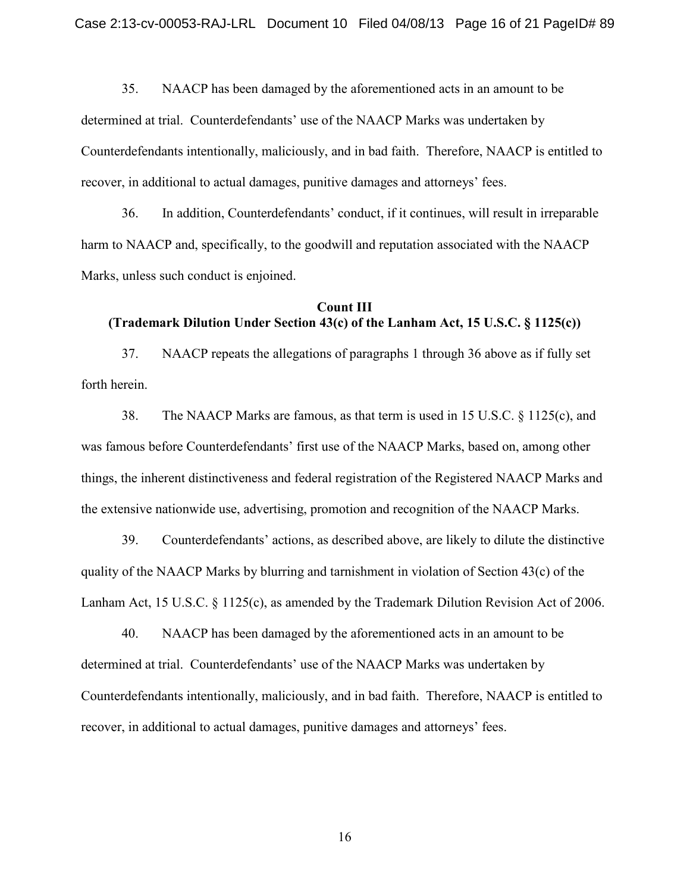35. NAACP has been damaged by the aforementioned acts in an amount to be determined at trial. Counterdefendants' use of the NAACP Marks was undertaken by Counterdefendants intentionally, maliciously, and in bad faith. Therefore, NAACP is entitled to recover, in additional to actual damages, punitive damages and attorneys' fees.

36. In addition, Counterdefendants' conduct, if it continues, will result in irreparable harm to NAACP and, specifically, to the goodwill and reputation associated with the NAACP Marks, unless such conduct is enjoined.

**Count III**
**(Trademark Dilution Under Section 43(c) of the Lanham Act, 15 U.S.C. § 1125(c))**

37. NAACP repeats the allegations of paragraphs 1 through 36 above as if fully set forth herein.

38. The NAACP Marks are famous, as that term is used in 15 U.S.C. § 1125(c), and was famous before Counterdefendants' first use of the NAACP Marks, based on, among other things, the inherent distinctiveness and federal registration of the Registered NAACP Marks and the extensive nationwide use, advertising, promotion and recognition of the NAACP Marks.

39. Counterdefendants' actions, as described above, are likely to dilute the distinctive quality of the NAACP Marks by blurring and tarnishment in violation of Section 43(c) of the Lanham Act, 15 U.S.C. § 1125(c), as amended by the Trademark Dilution Revision Act of 2006.

40. NAACP has been damaged by the aforementioned acts in an amount to be determined at trial. Counterdefendants' use of the NAACP Marks was undertaken by Counterdefendants intentionally, maliciously, and in bad faith. Therefore, NAACP is entitled to recover, in additional to actual damages, punitive damages and attorneys' fees.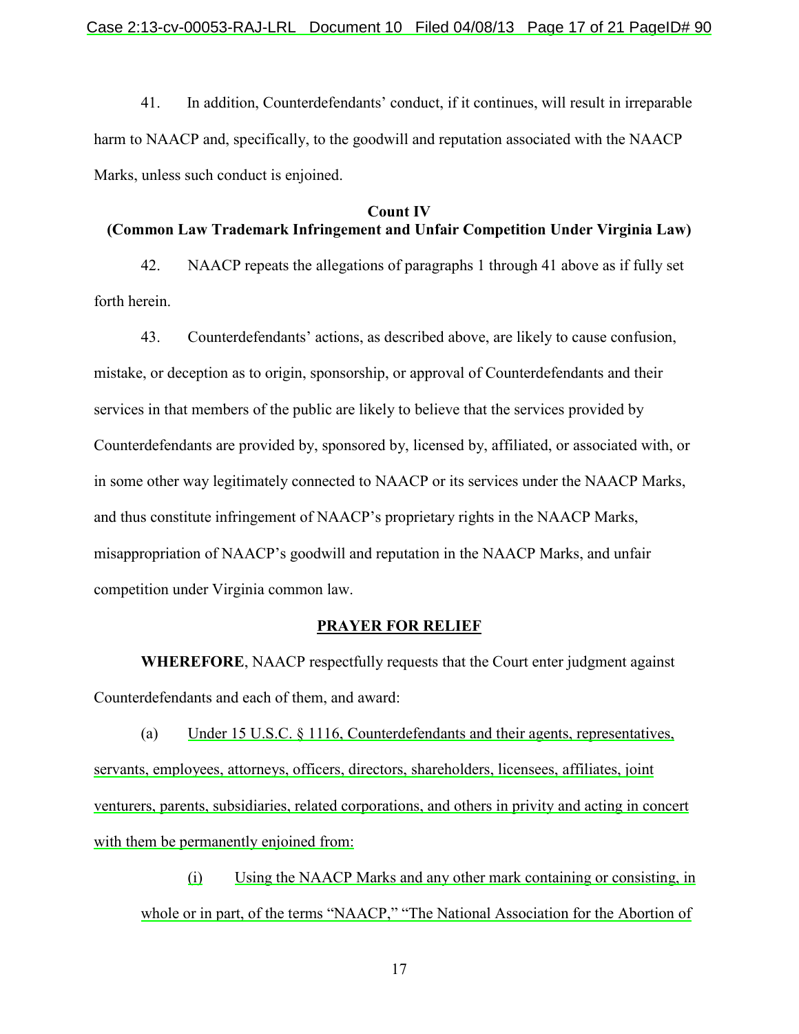41. In addition, Counterdefendants' conduct, if it continues, will result in irreparable harm to NAACP and, specifically, to the goodwill and reputation associated with the NAACP Marks, unless such conduct is enjoined.

**Count IV**
**(Common Law Trademark Infringement and Unfair Competition Under Virginia Law)**

42. NAACP repeats the allegations of paragraphs 1 through 41 above as if fully set forth herein.

43. Counterdefendants' actions, as described above, are likely to cause confusion, mistake, or deception as to origin, sponsorship, or approval of Counterdefendants and their services in that members of the public are likely to believe that the services provided by Counterdefendants are provided by, sponsored by, licensed by, affiliated, or associated with, or in some other way legitimately connected to NAACP or its services under the NAACP Marks, and thus constitute infringement of NAACP's proprietary rights in the NAACP Marks, misappropriation of NAACP's goodwill and reputation in the NAACP Marks, and unfair competition under Virginia common law.

**PRAYER FOR RELIEF**

**WHEREFORE**, NAACP respectfully requests that the Court enter judgment against Counterdefendants and each of them, and award:

(a) Under 15 U.S.C. § 1116, Counterdefendants and their agents, representatives, servants, employees, attorneys, officers, directors, shareholders, licensees, affiliates, joint venturers, parents, subsidiaries, related corporations, and others in privity and acting in concert with them be permanently enjoined from:

(i) Using the NAACP Marks and any other mark containing or consisting, in whole or in part, of the terms "NAACP," "The National Association for the Abortion of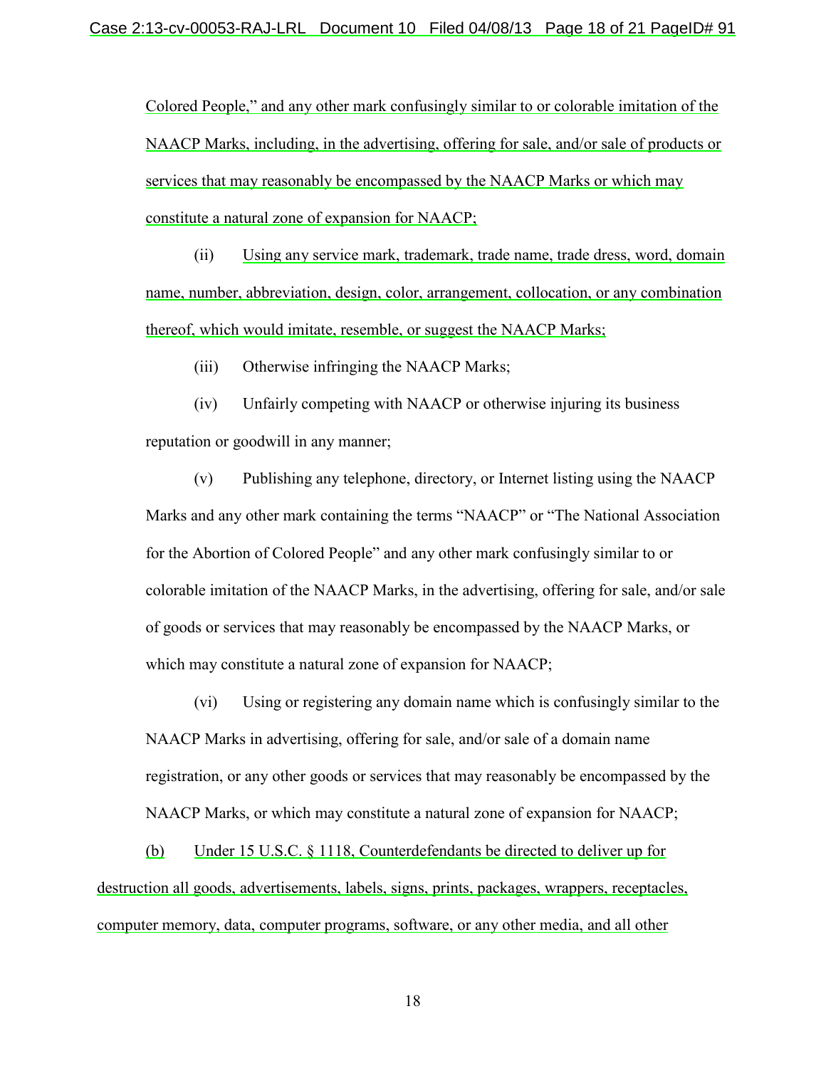Colored People," and any other mark confusingly similar to or colorable imitation of the NAACP Marks, including, in the advertising, offering for sale, and/or sale of products or services that may reasonably be encompassed by the NAACP Marks or which may constitute a natural zone of expansion for NAACP;

(ii) Using any service mark, trademark, trade name, trade dress, word, domain name, number, abbreviation, design, color, arrangement, collocation, or any combination thereof, which would imitate, resemble, or suggest the NAACP Marks;

(iii) Otherwise infringing the NAACP Marks;

(iv) Unfairly competing with NAACP or otherwise injuring its business reputation or goodwill in any manner;

(v) Publishing any telephone, directory, or Internet listing using the NAACP Marks and any other mark containing the terms "NAACP" or "The National Association for the Abortion of Colored People" and any other mark confusingly similar to or colorable imitation of the NAACP Marks, in the advertising, offering for sale, and/or sale of goods or services that may reasonably be encompassed by the NAACP Marks, or which may constitute a natural zone of expansion for NAACP;

(vi) Using or registering any domain name which is confusingly similar to the NAACP Marks in advertising, offering for sale, and/or sale of a domain name registration, or any other goods or services that may reasonably be encompassed by the NAACP Marks, or which may constitute a natural zone of expansion for NAACP;

(b) Under 15 U.S.C. § 1118, Counterdefendants be directed to deliver up for destruction all goods, advertisements, labels, signs, prints, packages, wrappers, receptacles, computer memory, data, computer programs, software, or any other media, and all other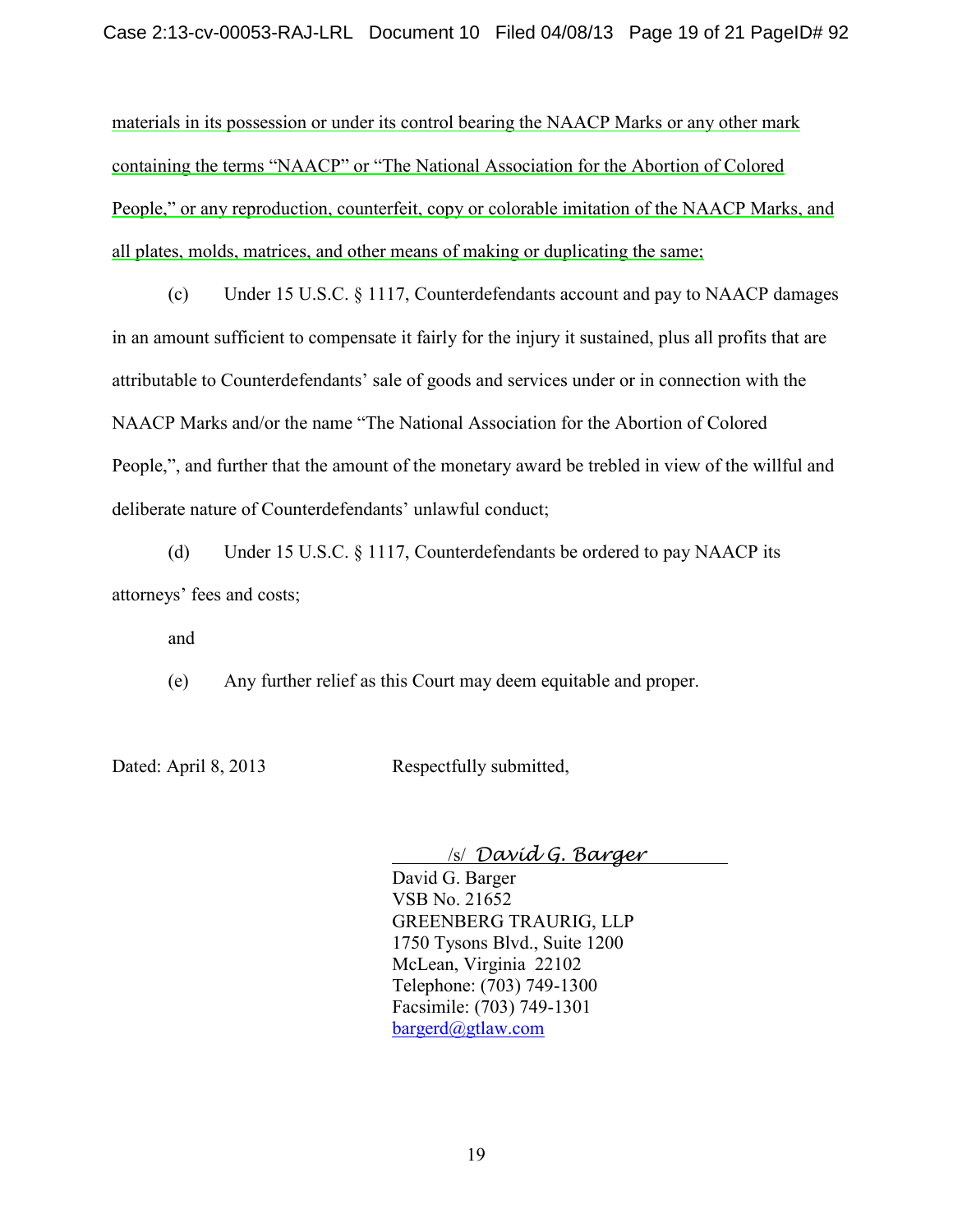materials in its possession or under its control bearing the NAACP Marks or any other mark containing the terms "NAACP" or "The National Association for the Abortion of Colored People," or any reproduction, counterfeit, copy or colorable imitation of the NAACP Marks, and all plates, molds, matrices, and other means of making or duplicating the same;

(c) Under 15 U.S.C. § 1117, Counterdefendants account and pay to NAACP damages in an amount sufficient to compensate it fairly for the injury it sustained, plus all profits that are attributable to Counterdefendants' sale of goods and services under or in connection with the NAACP Marks and/or the name "The National Association for the Abortion of Colored People,", and further that the amount of the monetary award be trebled in view of the willful and deliberate nature of Counterdefendants' unlawful conduct;

(d) Under 15 U.S.C. § 1117, Counterdefendants be ordered to pay NAACP its attorneys' fees and costs;

and

(e) Any further relief as this Court may deem equitable and proper.

Dated: April 8, 2013

Respectfully submitted,

/s/ *David G. Barger*

David G. Barger
VSB No. 21652
GREENBERG TRAURIG, LLP
1750 Tysons Blvd., Suite 1200
McLean, Virginia 22102
Telephone: (703) 749-1300
Facsimile: (703) 749-1301
bargerd@gtlaw.com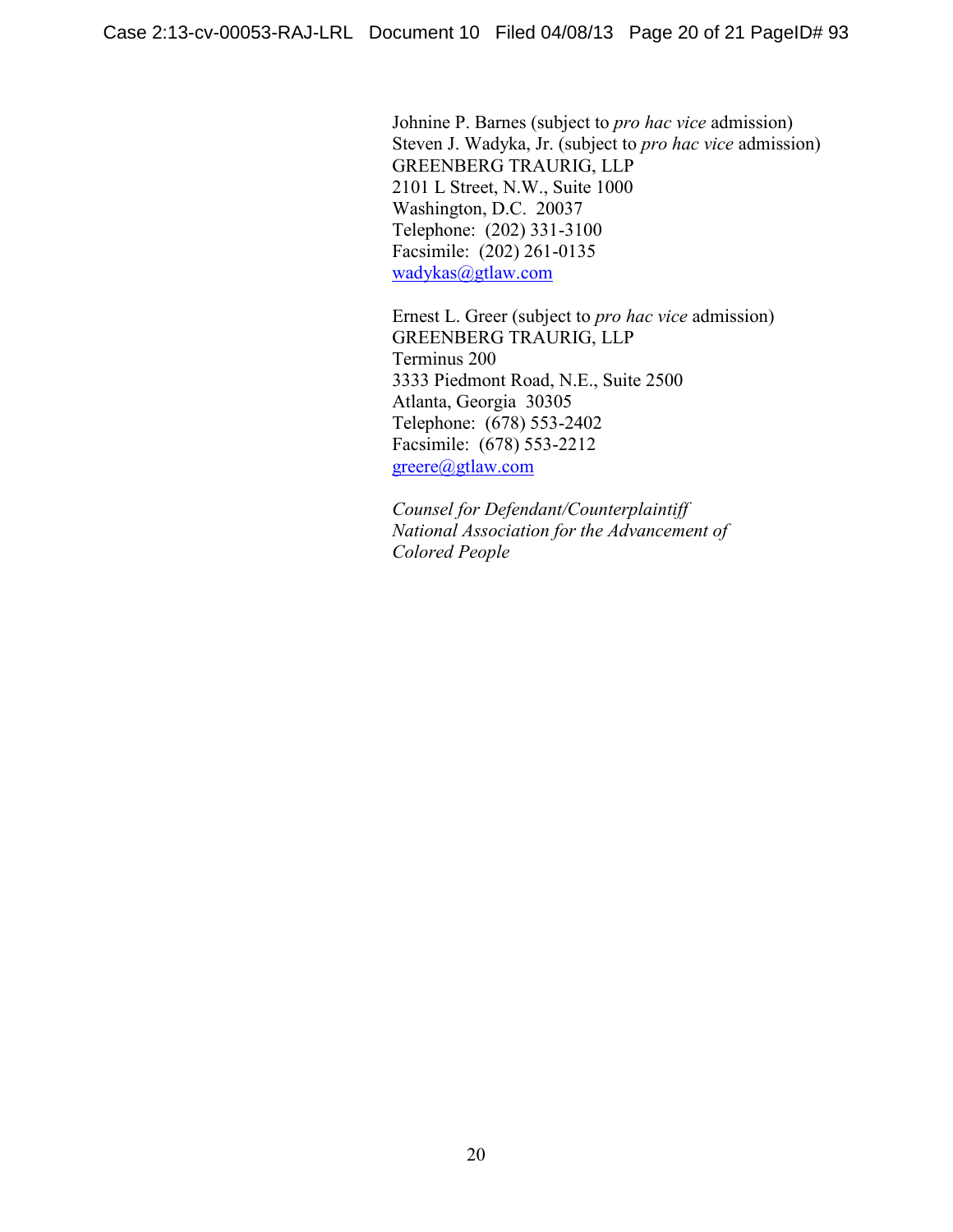Johnine P. Barnes (subject to *pro hac vice* admission)
Steven J. Wadyka, Jr. (subject to *pro hac vice* admission)
GREENBERG TRAURIG, LLP
2101 L Street, N.W., Suite 1000
Washington, D.C. 20037
Telephone: (202) 331-3100
Facsimile: (202) 261-0135
wadykas@gtlaw.com

Ernest L. Greer (subject to *pro hac vice* admission)
GREENBERG TRAURIG, LLP
Terminus 200
3333 Piedmont Road, N.E., Suite 2500
Atlanta, Georgia 30305
Telephone: (678) 553-2402
Facsimile: (678) 553-2212
greere@gtlaw.com

*Counsel for Defendant/Counterplaintiff National Association for the Advancement of Colored People*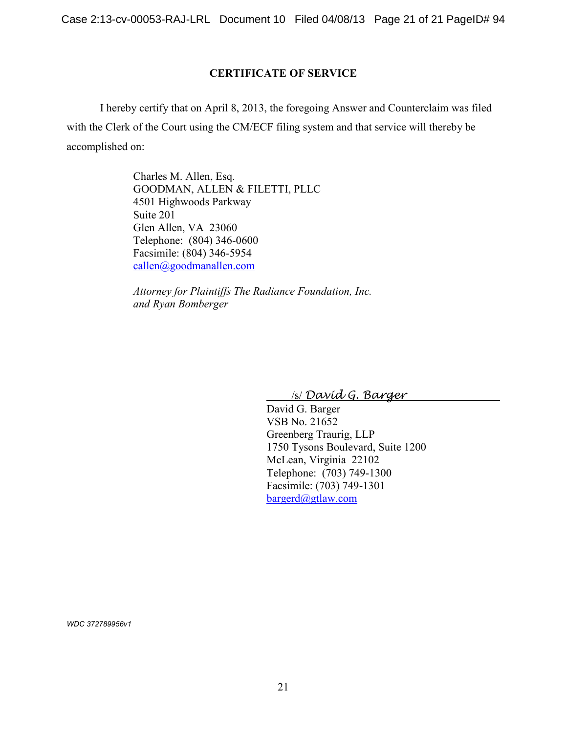## CERTIFICATE OF SERVICE

I hereby certify that on April 8, 2013, the foregoing Answer and Counterclaim was filed with the Clerk of the Court using the CM/ECF filing system and that service will thereby be accomplished on:

Charles M. Allen, Esq.
GOODMAN, ALLEN & FILETTI, PLLC
4501 Highwoods Parkway
Suite 201
Glen Allen, VA 23060
Telephone: (804) 346-0600
Facsimile: (804) 346-5954
callen@goodmanallen.com

*Attorney for Plaintiffs The Radiance Foundation, Inc. and Ryan Bomberger*

/s/ *David G. Barger*
David G. Barger
VSB No. 21652
Greenberg Traurig, LLP
1750 Tysons Boulevard, Suite 1200
McLean, Virginia 22102
Telephone: (703) 749-1300
Facsimile: (703) 749-1301
bargerd@gtlaw.com

*WDC 372789956v1*